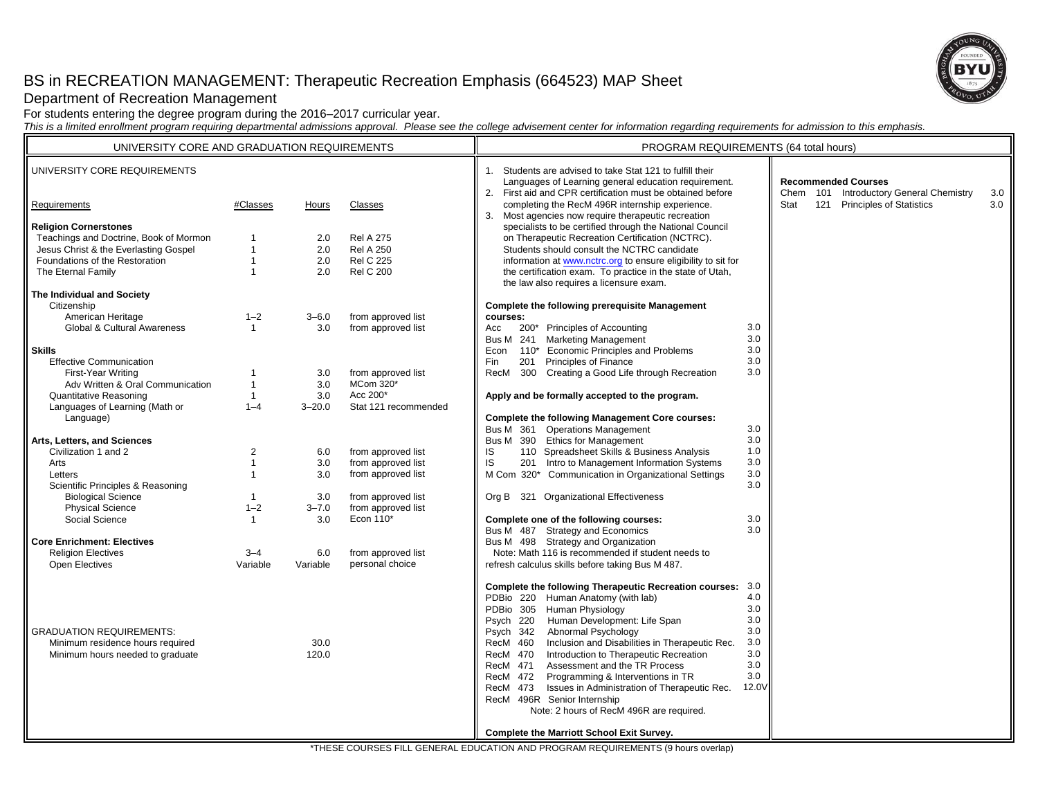# BS in RECREATION MANAGEMENT: Therapeutic Recreation Emphasis (664523) MAP Sheet

## Department of Recreation Management

For students entering the degree program during the 2016–2017 curricular year.

*This is a limited enrollment program requiring departmental admissions approval. Please see the college advisement center for information regarding requirements for admission to this emphasis.*

## UNIVERSITY CORE AND GRADUATION REQUIREMENTS

### UNIVERSITY CORE REQUIREMENTS

| Requirements | #Classes | Hours | Classes |
|---|---|---|---|
| **Religion Cornerstones** | | | |
| Teachings and Doctrine, Book of Mormon | 1 | 2.0 | Rel A 275 |
| Jesus Christ & the Everlasting Gospel | 1 | 2.0 | Rel A 250 |
| Foundations of the Restoration | 1 | 2.0 | Rel C 225 |
| The Eternal Family | 1 | 2.0 | Rel C 200 |
| **The Individual and Society** | | | |
| Citizenship | | | |
| American Heritage | 1–2 | 3–6.0 | from approved list |
| Global & Cultural Awareness | 1 | 3.0 | from approved list |
| **Skills** | | | |
| Effective Communication | | | |
| First-Year Writing | 1 | 3.0 | from approved list |
| Adv Written & Oral Communication | 1 | 3.0 | MCom 320* |
| Quantitative Reasoning | 1 | 3.0 | Acc 200* |
| Languages of Learning (Math or Language) | 1–4 | 3–20.0 | Stat 121 recommended |
| **Arts, Letters, and Sciences** | | | |
| Civilization 1 and 2 | 2 | 6.0 | from approved list |
| Arts | 1 | 3.0 | from approved list |
| Letters | 1 | 3.0 | from approved list |
| Scientific Principles & Reasoning | | | |
| Biological Science | 1 | 3.0 | from approved list |
| Physical Science | 1–2 | 3–7.0 | from approved list |
| Social Science | 1 | 3.0 | Econ 110* |
| **Core Enrichment: Electives** | | | |
| Religion Electives | 3–4 | 6.0 | from approved list |
| Open Electives | Variable | Variable | personal choice |

### GRADUATION REQUIREMENTS:

| | |
|---|---|
| Minimum residence hours required | 30.0 |
| Minimum hours needed to graduate | 120.0 |

## PROGRAM REQUIREMENTS (64 total hours)

1. Students are advised to take Stat 121 to fulfill their Languages of Learning general education requirement.
2. First aid and CPR certification must be obtained before completing the RecM 496R internship experience.
3. Most agencies now require therapeutic recreation specialists to be certified through the National Council on Therapeutic Recreation Certification (NCTRC). Students should consult the NCTRC candidate information at www.nctrc.org to ensure eligibility to sit for the certification exam. To practice in the state of Utah, the law also requires a licensure exam.

**Complete the following prerequisite Management courses:**

| Course | | Title | Hours |
|---|---|---|---|
| Acc | 200* | Principles of Accounting | 3.0 |
| Bus M | 241 | Marketing Management | 3.0 |
| Econ | 110* | Economic Principles and Problems | 3.0 |
| Fin | 201 | Principles of Finance | 3.0 |
| RecM | 300 | Creating a Good Life through Recreation | 3.0 |

**Apply and be formally accepted to the program.**

**Complete the following Management Core courses:**

| Course | | Title | Hours |
|---|---|---|---|
| Bus M | 361 | Operations Management | 3.0 |
| Bus M | 390 | Ethics for Management | 3.0 |
| IS | 110 | Spreadsheet Skills & Business Analysis | 1.0 |
| IS | 201 | Intro to Management Information Systems | 3.0 |
| M Com | 320* | Communication in Organizational Settings | 3.0 |
| Org B | 321 | Organizational Effectiveness | 3.0 |

**Complete one of the following courses:**

| Course | | Title | Hours |
|---|---|---|---|
| Bus M | 487 | Strategy and Economics | 3.0 |
| Bus M | 498 | Strategy and Organization | 3.0 |

Note: Math 116 is recommended if student needs to refresh calculus skills before taking Bus M 487.

**Complete the following Therapeutic Recreation courses:**

| Course | | Title | Hours |
|---|---|---|---|
| PDBio | 220 | Human Anatomy (with lab) | 3.0 |
| PDBio | 305 | Human Physiology | 4.0 |
| Psych | 220 | Human Development: Life Span | 3.0 |
| Psych | 342 | Abnormal Psychology | 3.0 |
| RecM | 460 | Inclusion and Disabilities in Therapeutic Rec. | 3.0 |
| RecM | 470 | Introduction to Therapeutic Recreation | 3.0 |
| RecM | 471 | Assessment and the TR Process | 3.0 |
| RecM | 472 | Programming & Interventions in TR | 3.0 |
| RecM | 473 | Issues in Administration of Therapeutic Rec. | 3.0 |
| RecM | 496R | Senior Internship | 12.0V |

Note: 2 hours of RecM 496R are required.

**Complete the Marriott School Exit Survey.**

### Recommended Courses

| Course | | Title | Hours |
|---|---|---|---|
| Chem | 101 | Introductory General Chemistry | 3.0 |
| Stat | 121 | Principles of Statistics | 3.0 |

*THESE COURSES FILL GENERAL EDUCATION AND PROGRAM REQUIREMENTS (9 hours overlap)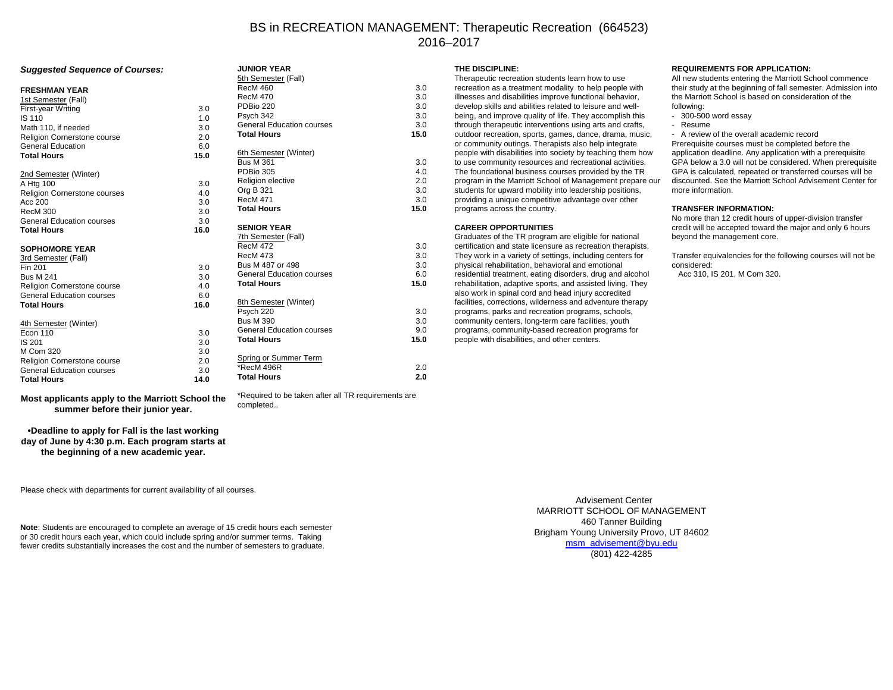# BS in RECREATION MANAGEMENT: Therapeutic Recreation (664523)
## 2016–2017

### *Suggested Sequence of Courses:*

**FRESHMAN YEAR**

| 1st Semester (Fall) | |
|---|---|
| First-year Writing | 3.0 |
| IS 110 | 1.0 |
| Math 110, if needed | 3.0 |
| Religion Cornerstone course | 2.0 |
| General Education | 6.0 |
| **Total Hours** | **15.0** |

| 2nd Semester (Winter) | |
|---|---|
| A Htg 100 | 3.0 |
| Religion Cornerstone courses | 4.0 |
| Acc 200 | 3.0 |
| RecM 300 | 3.0 |
| General Education courses | 3.0 |
| **Total Hours** | **16.0** |

**SOPHOMORE YEAR**

| 3rd Semester (Fall) | |
|---|---|
| Fin 201 | 3.0 |
| Bus M 241 | 3.0 |
| Religion Cornerstone course | 4.0 |
| General Education courses | 6.0 |
| **Total Hours** | **16.0** |

| 4th Semester (Winter) | |
|---|---|
| Econ 110 | 3.0 |
| IS 201 | 3.0 |
| M Com 320 | 3.0 |
| Religion Cornerstone course | 2.0 |
| General Education courses | 3.0 |
| **Total Hours** | **14.0** |

**Most applicants apply to the Marriott School the summer before their junior year.**

**•Deadline to apply for Fall is the last working day of June by 4:30 p.m. Each program starts at the beginning of a new academic year.**

**JUNIOR YEAR**

| 5th Semester (Fall) | |
|---|---|
| RecM 460 | 3.0 |
| RecM 470 | 3.0 |
| PDBio 220 | 3.0 |
| Psych 342 | 3.0 |
| General Education courses | 3.0 |
| **Total Hours** | **15.0** |

| 6th Semester (Winter) | |
|---|---|
| Bus M 361 | 3.0 |
| PDBio 305 | 4.0 |
| Religion elective | 2.0 |
| Org B 321 | 3.0 |
| RecM 471 | 3.0 |
| **Total Hours** | **15.0** |

**SENIOR YEAR**

| 7th Semester (Fall) | |
|---|---|
| RecM 472 | 3.0 |
| RecM 473 | 3.0 |
| Bus M 487 or 498 | 3.0 |
| General Education courses | 6.0 |
| **Total Hours** | **15.0** |

| 8th Semester (Winter) | |
|---|---|
| Psych 220 | 3.0 |
| Bus M 390 | 3.0 |
| General Education courses | 9.0 |
| **Total Hours** | **15.0** |

| Spring or Summer Term | |
|---|---|
| *RecM 496R | 2.0 |
| **Total Hours** | **2.0** |

*Required to be taken after all TR requirements are completed..

**THE DISCIPLINE:**

Therapeutic recreation students learn how to use recreation as a treatment modality to help people with illnesses and disabilities improve functional behavior, develop skills and abilities related to leisure and well-being, and improve quality of life. They accomplish this through therapeutic interventions using arts and crafts, outdoor recreation, sports, games, dance, drama, music, or community outings. Therapists also help integrate people with disabilities into society by teaching them how to use community resources and recreational activities. The foundational business courses provided by the TR program in the Marriott School of Management prepare our students for upward mobility into leadership positions, providing a unique competitive advantage over other programs across the country.

**CAREER OPPORTUNITIES**

Graduates of the TR program are eligible for national certification and state licensure as recreation therapists. They work in a variety of settings, including centers for physical rehabilitation, behavioral and emotional residential treatment, eating disorders, drug and alcohol rehabilitation, adaptive sports, and assisted living. They also work in spinal cord and head injury accredited facilities, corrections, wilderness and adventure therapy programs, parks and recreation programs, schools, community centers, long-term care facilities, youth programs, community-based recreation programs for people with disabilities, and other centers.

**REQUIREMENTS FOR APPLICATION:**

All new students entering the Marriott School commence their study at the beginning of fall semester. Admission into the Marriott School is based on consideration of the following:

- 300-500 word essay
- Resume
- A review of the overall academic record

Prerequisite courses must be completed before the application deadline. Any application with a prerequisite GPA below a 3.0 will not be considered. When prerequisite GPA is calculated, repeated or transferred courses will be discounted. See the Marriott School Advisement Center for more information.

**TRANSFER INFORMATION:**

No more than 12 credit hours of upper-division transfer credit will be accepted toward the major and only 6 hours beyond the management core.

Transfer equivalencies for the following courses will not be considered:
Acc 310, IS 201, M Com 320.

Please check with departments for current availability of all courses.

**Note**: Students are encouraged to complete an average of 15 credit hours each semester or 30 credit hours each year, which could include spring and/or summer terms. Taking fewer credits substantially increases the cost and the number of semesters to graduate.

Advisement Center
MARRIOTT SCHOOL OF MANAGEMENT
460 Tanner Building
Brigham Young University Provo, UT 84602
msm_advisement@byu.edu
(801) 422-4285